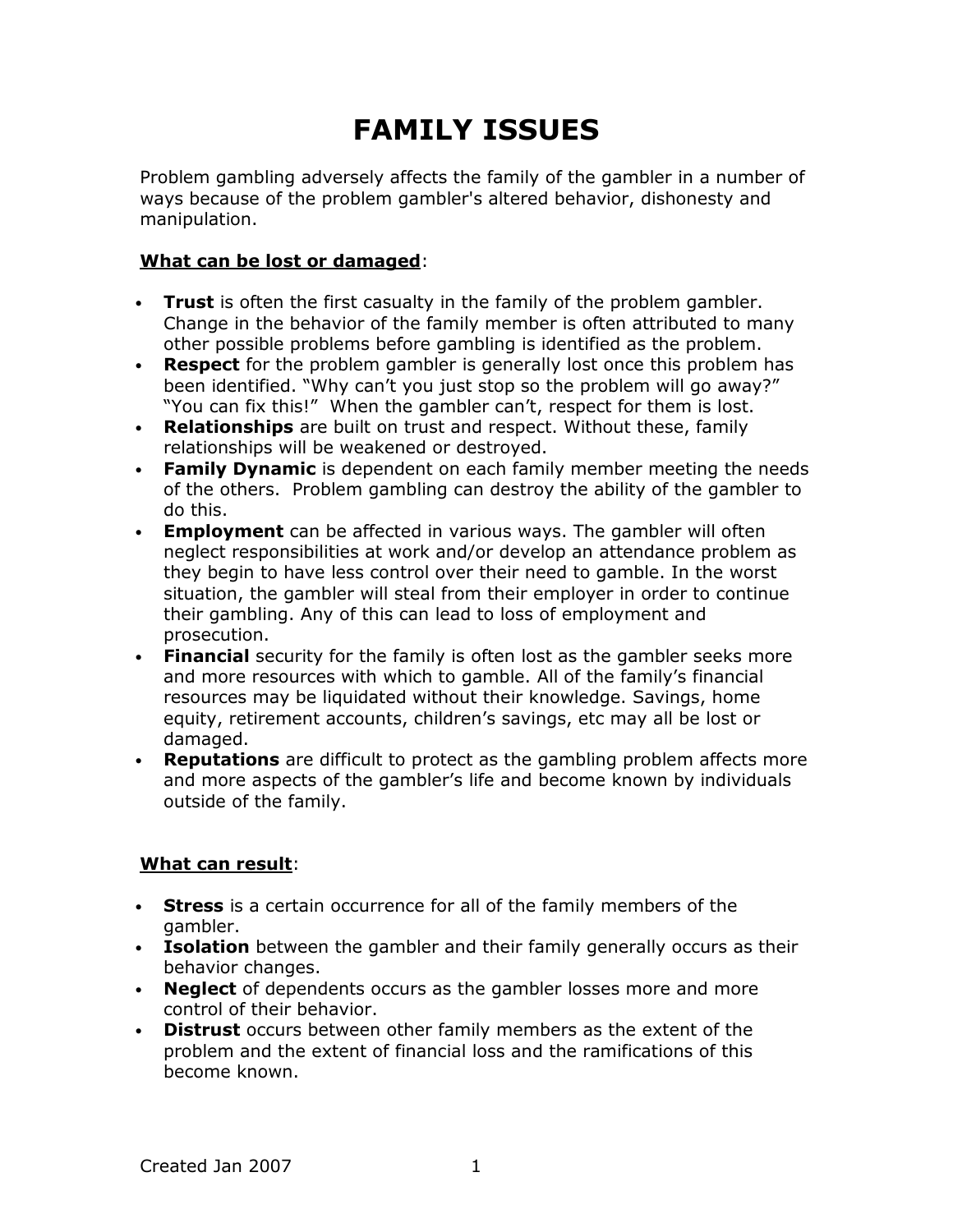# FAMILY ISSUES

Problem gambling adversely affects the family of the gambler in a number of ways because of the problem gambler's altered behavior, dishonesty and manipulation.

**What can be lost or damaged**:

- **Trust** is often the first casualty in the family of the problem gambler. Change in the behavior of the family member is often attributed to many other possible problems before gambling is identified as the problem.
- **Respect** for the problem gambler is generally lost once this problem has been identified. "Why can't you just stop so the problem will go away?" "You can fix this!" When the gambler can't, respect for them is lost.
- **Relationships** are built on trust and respect. Without these, family relationships will be weakened or destroyed.
- **Family Dynamic** is dependent on each family member meeting the needs of the others. Problem gambling can destroy the ability of the gambler to do this.
- **Employment** can be affected in various ways. The gambler will often neglect responsibilities at work and/or develop an attendance problem as they begin to have less control over their need to gamble. In the worst situation, the gambler will steal from their employer in order to continue their gambling. Any of this can lead to loss of employment and prosecution.
- **Financial** security for the family is often lost as the gambler seeks more and more resources with which to gamble. All of the family's financial resources may be liquidated without their knowledge. Savings, home equity, retirement accounts, children's savings, etc may all be lost or damaged.
- **Reputations** are difficult to protect as the gambling problem affects more and more aspects of the gambler's life and become known by individuals outside of the family.

**What can result**:

- **Stress** is a certain occurrence for all of the family members of the gambler.
- **Isolation** between the gambler and their family generally occurs as their behavior changes.
- **Neglect** of dependents occurs as the gambler losses more and more control of their behavior.
- **Distrust** occurs between other family members as the extent of the problem and the extent of financial loss and the ramifications of this become known.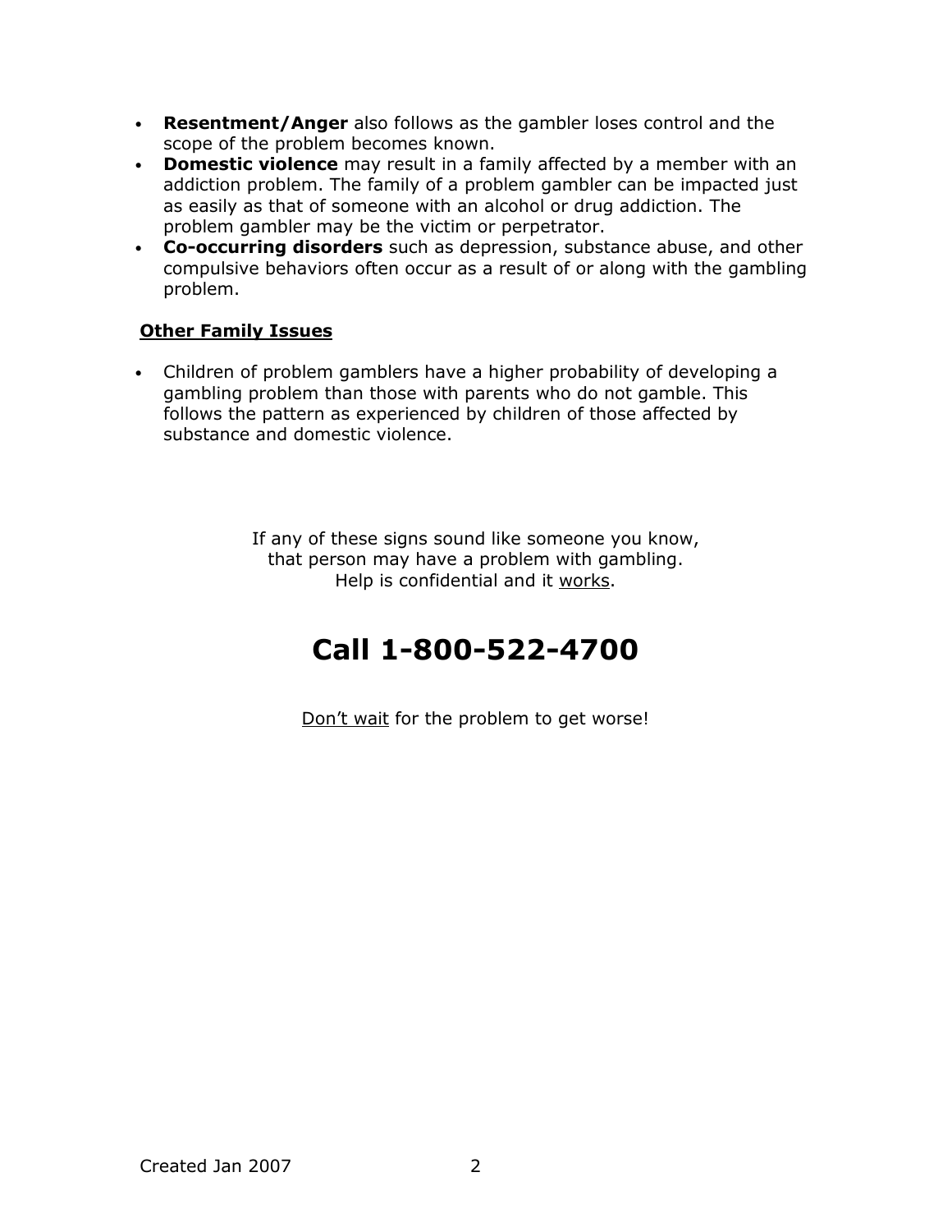- **Resentment/Anger** also follows as the gambler loses control and the scope of the problem becomes known.
- **Domestic violence** may result in a family affected by a member with an addiction problem. The family of a problem gambler can be impacted just as easily as that of someone with an alcohol or drug addiction. The problem gambler may be the victim or perpetrator.
- **Co-occurring disorders** such as depression, substance abuse, and other compulsive behaviors often occur as a result of or along with the gambling problem.

**Other Family Issues**

- Children of problem gamblers have a higher probability of developing a gambling problem than those with parents who do not gamble. This follows the pattern as experienced by children of those affected by substance and domestic violence.

If any of these signs sound like someone you know,
that person may have a problem with gambling.
Help is confidential and it works.

# Call 1-800-522-4700

Don't wait for the problem to get worse!

Created Jan 2007